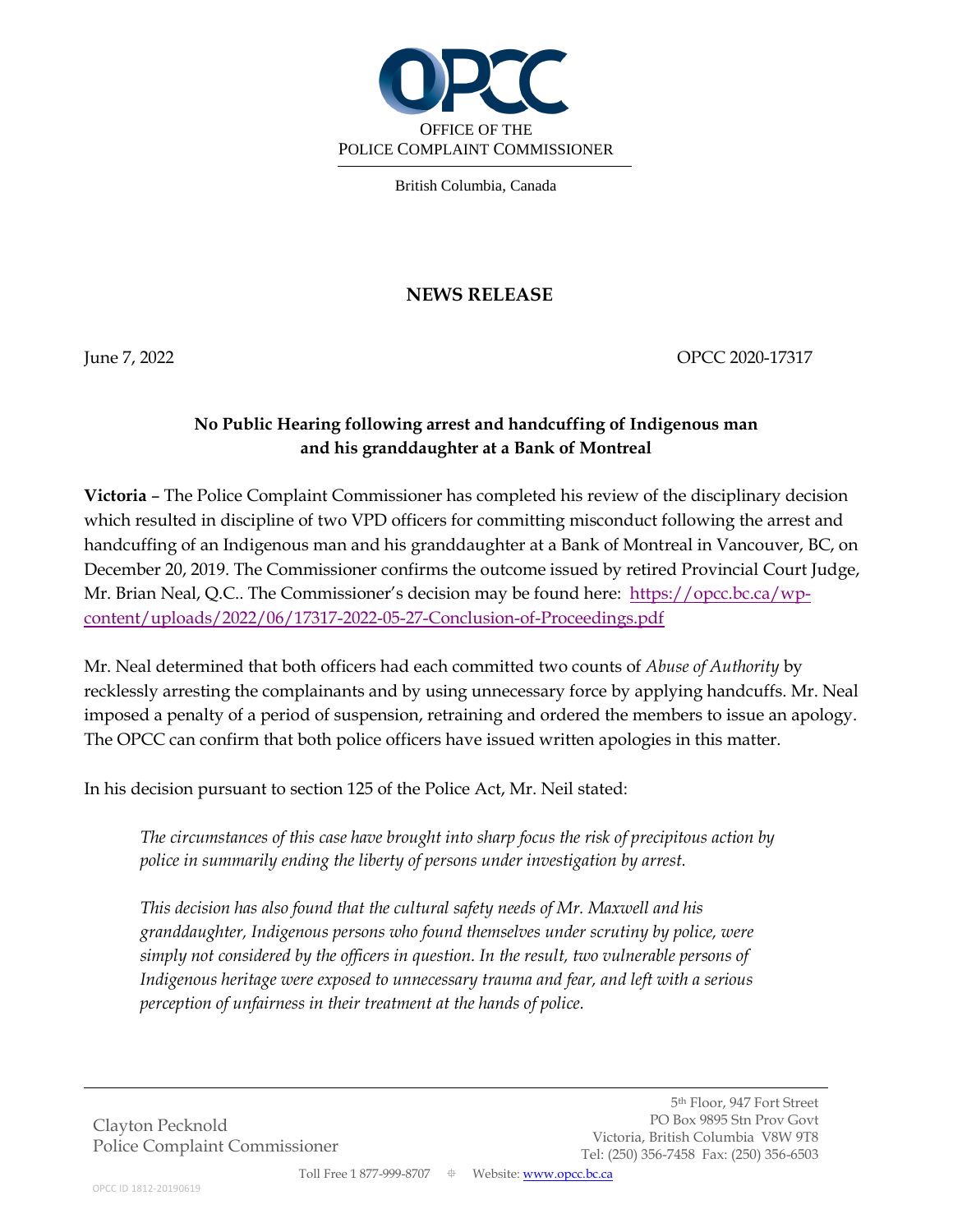OFFICE OF THE
POLICE COMPLAINT COMMISSIONER

British Columbia, Canada

# NEWS RELEASE

June 7, 2022 OPCC 2020-17317

## No Public Hearing following arrest and handcuffing of Indigenous man and his granddaughter at a Bank of Montreal

**Victoria** – The Police Complaint Commissioner has completed his review of the disciplinary decision which resulted in discipline of two VPD officers for committing misconduct following the arrest and handcuffing of an Indigenous man and his granddaughter at a Bank of Montreal in Vancouver, BC, on December 20, 2019. The Commissioner confirms the outcome issued by retired Provincial Court Judge, Mr. Brian Neal, Q.C.. The Commissioner's decision may be found here: https://opcc.bc.ca/wp-content/uploads/2022/06/17317-2022-05-27-Conclusion-of-Proceedings.pdf

Mr. Neal determined that both officers had each committed two counts of *Abuse of Authority* by recklessly arresting the complainants and by using unnecessary force by applying handcuffs. Mr. Neal imposed a penalty of a period of suspension, retraining and ordered the members to issue an apology. The OPCC can confirm that both police officers have issued written apologies in this matter.

In his decision pursuant to section 125 of the Police Act, Mr. Neil stated:

> *The circumstances of this case have brought into sharp focus the risk of precipitous action by police in summarily ending the liberty of persons under investigation by arrest.*
>
> *This decision has also found that the cultural safety needs of Mr. Maxwell and his granddaughter, Indigenous persons who found themselves under scrutiny by police, were simply not considered by the officers in question. In the result, two vulnerable persons of Indigenous heritage were exposed to unnecessary trauma and fear, and left with a serious perception of unfairness in their treatment at the hands of police.*

---

Clayton Pecknold
Police Complaint Commissioner

5th Floor, 947 Fort Street
PO Box 9895 Stn Prov Govt
Victoria, British Columbia V8W 9T8
Tel: (250) 356-7458 Fax: (250) 356-6503

Toll Free 1 877-999-8707 Website: www.opcc.bc.ca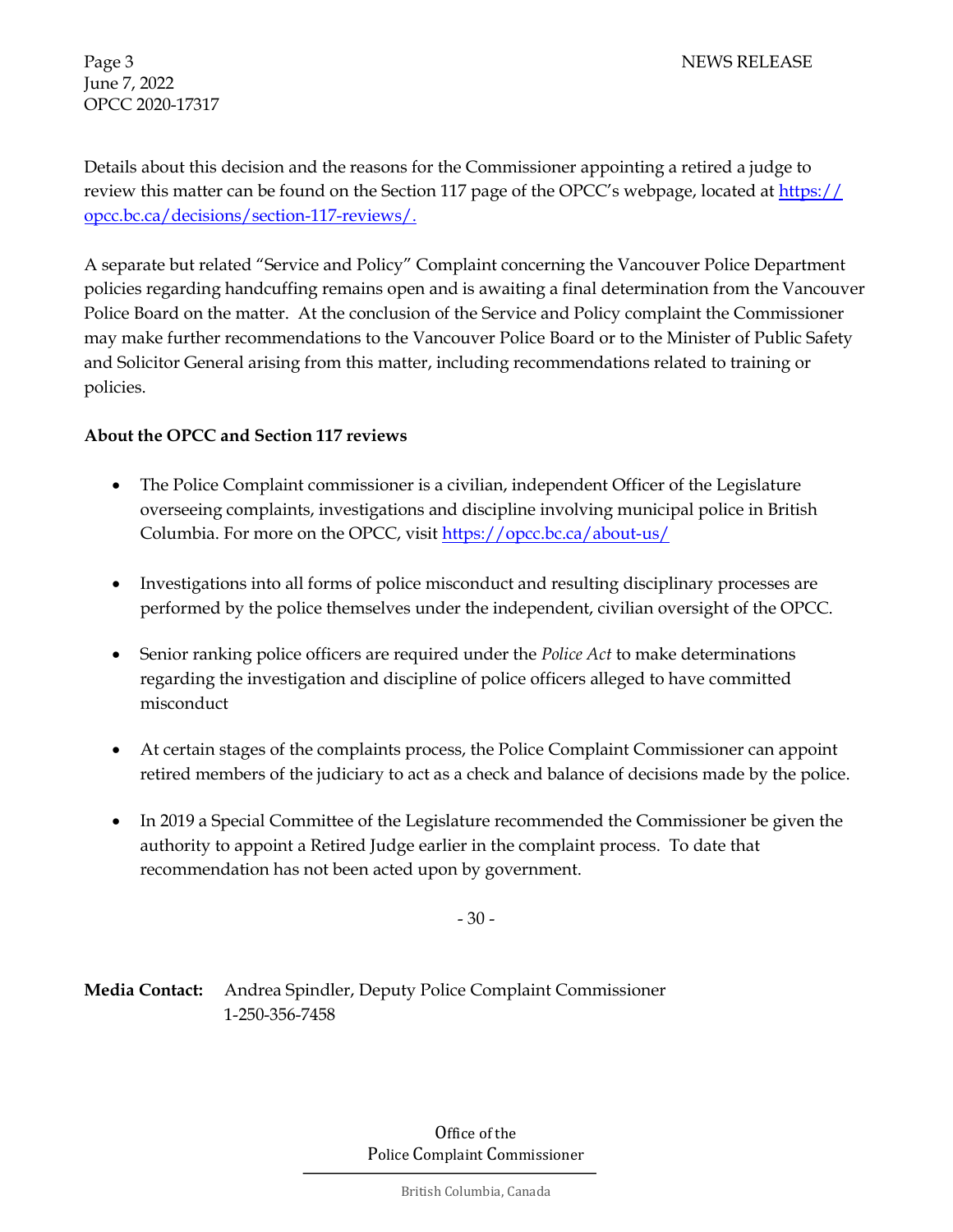Details about this decision and the reasons for the Commissioner appointing a retired a judge to review this matter can be found on the Section 117 page of the OPCC's webpage, located at [https://opcc.bc.ca/decisions/section-117-reviews/.](https://opcc.bc.ca/decisions/section-117-reviews/)

A separate but related "Service and Policy" Complaint concerning the Vancouver Police Department policies regarding handcuffing remains open and is awaiting a final determination from the Vancouver Police Board on the matter. At the conclusion of the Service and Policy complaint the Commissioner may make further recommendations to the Vancouver Police Board or to the Minister of Public Safety and Solicitor General arising from this matter, including recommendations related to training or policies.

**About the OPCC and Section 117 reviews**

- The Police Complaint commissioner is a civilian, independent Officer of the Legislature overseeing complaints, investigations and discipline involving municipal police in British Columbia. For more on the OPCC, visit [https://opcc.bc.ca/about-us/](https://opcc.bc.ca/about-us/)

- Investigations into all forms of police misconduct and resulting disciplinary processes are performed by the police themselves under the independent, civilian oversight of the OPCC.

- Senior ranking police officers are required under the *Police Act* to make determinations regarding the investigation and discipline of police officers alleged to have committed misconduct

- At certain stages of the complaints process, the Police Complaint Commissioner can appoint retired members of the judiciary to act as a check and balance of decisions made by the police.

- In 2019 a Special Committee of the Legislature recommended the Commissioner be given the authority to appoint a Retired Judge earlier in the complaint process. To date that recommendation has not been acted upon by government.

\- 30 -

**Media Contact:** Andrea Spindler, Deputy Police Complaint Commissioner
1-250-356-7458